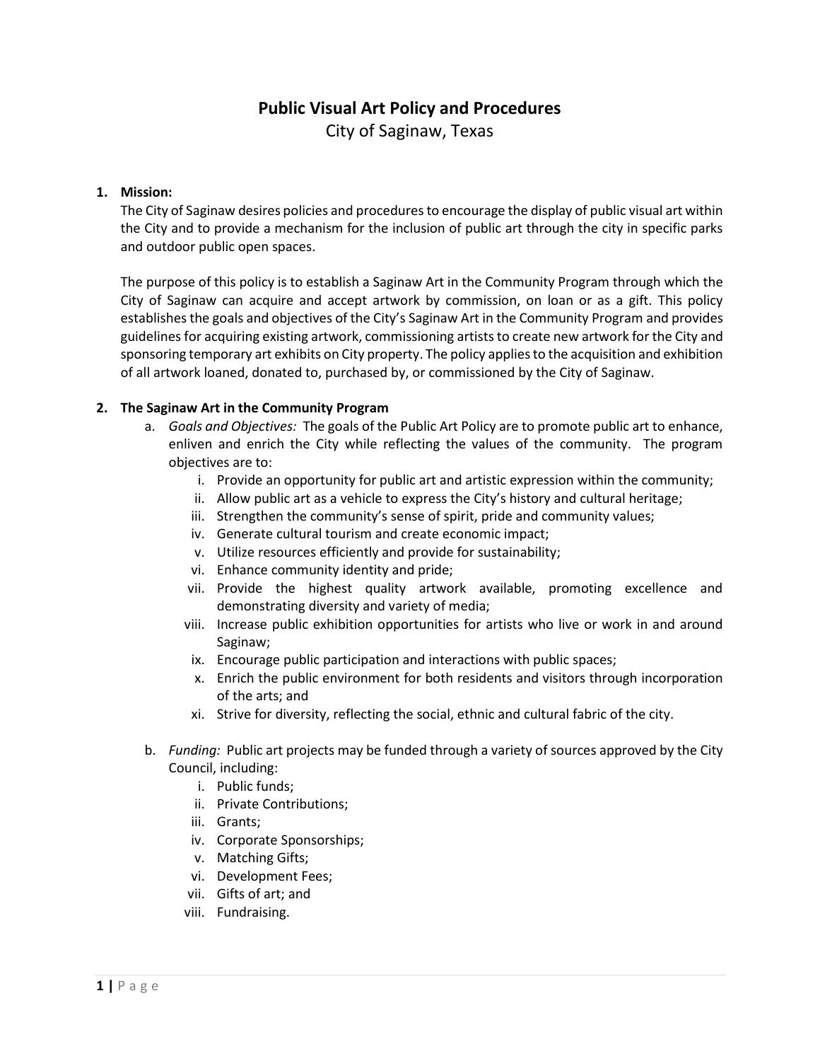# Public Visual Art Policy and Procedures

City of Saginaw, Texas

1. **Mission:**

   The City of Saginaw desires policies and procedures to encourage the display of public visual art within the City and to provide a mechanism for the inclusion of public art through the city in specific parks and outdoor public open spaces.

   The purpose of this policy is to establish a Saginaw Art in the Community Program through which the City of Saginaw can acquire and accept artwork by commission, on loan or as a gift. This policy establishes the goals and objectives of the City's Saginaw Art in the Community Program and provides guidelines for acquiring existing artwork, commissioning artists to create new artwork for the City and sponsoring temporary art exhibits on City property. The policy applies to the acquisition and exhibition of all artwork loaned, donated to, purchased by, or commissioned by the City of Saginaw.

2. **The Saginaw Art in the Community Program**

   a. *Goals and Objectives:* The goals of the Public Art Policy are to promote public art to enhance, enliven and enrich the City while reflecting the values of the community. The program objectives are to:

      i. Provide an opportunity for public art and artistic expression within the community;
      ii. Allow public art as a vehicle to express the City's history and cultural heritage;
      iii. Strengthen the community's sense of spirit, pride and community values;
      iv. Generate cultural tourism and create economic impact;
      v. Utilize resources efficiently and provide for sustainability;
      vi. Enhance community identity and pride;
      vii. Provide the highest quality artwork available, promoting excellence and demonstrating diversity and variety of media;
      viii. Increase public exhibition opportunities for artists who live or work in and around Saginaw;
      ix. Encourage public participation and interactions with public spaces;
      x. Enrich the public environment for both residents and visitors through incorporation of the arts; and
      xi. Strive for diversity, reflecting the social, ethnic and cultural fabric of the city.

   b. *Funding:* Public art projects may be funded through a variety of sources approved by the City Council, including:

      i. Public funds;
      ii. Private Contributions;
      iii. Grants;
      iv. Corporate Sponsorships;
      v. Matching Gifts;
      vi. Development Fees;
      vii. Gifts of art; and
      viii. Fundraising.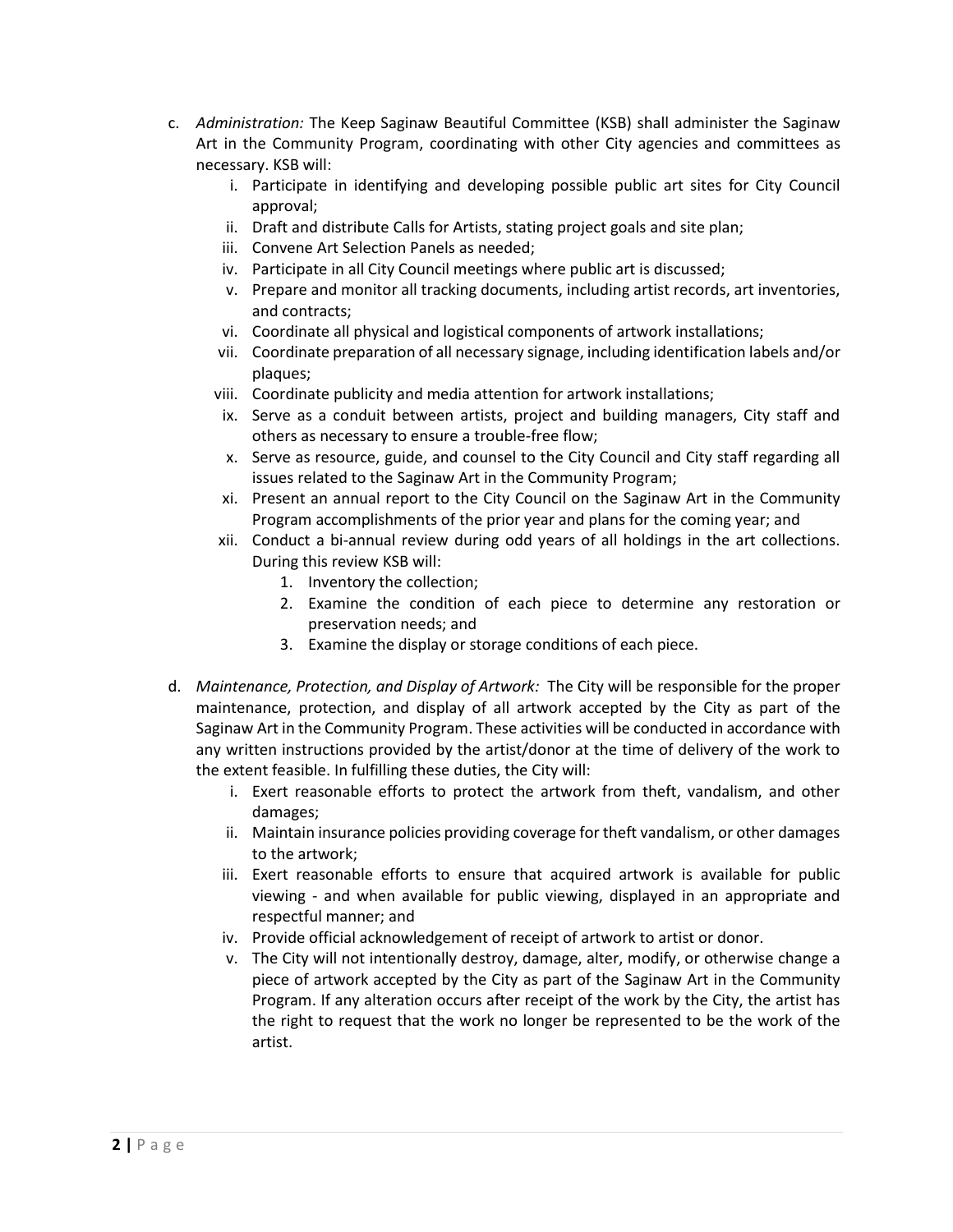c. *Administration:* The Keep Saginaw Beautiful Committee (KSB) shall administer the Saginaw Art in the Community Program, coordinating with other City agencies and committees as necessary. KSB will:

   i. Participate in identifying and developing possible public art sites for City Council approval;
   ii. Draft and distribute Calls for Artists, stating project goals and site plan;
   iii. Convene Art Selection Panels as needed;
   iv. Participate in all City Council meetings where public art is discussed;
   v. Prepare and monitor all tracking documents, including artist records, art inventories, and contracts;
   vi. Coordinate all physical and logistical components of artwork installations;
   vii. Coordinate preparation of all necessary signage, including identification labels and/or plaques;
   viii. Coordinate publicity and media attention for artwork installations;
   ix. Serve as a conduit between artists, project and building managers, City staff and others as necessary to ensure a trouble-free flow;
   x. Serve as resource, guide, and counsel to the City Council and City staff regarding all issues related to the Saginaw Art in the Community Program;
   xi. Present an annual report to the City Council on the Saginaw Art in the Community Program accomplishments of the prior year and plans for the coming year; and
   xii. Conduct a bi-annual review during odd years of all holdings in the art collections. During this review KSB will:
      1. Inventory the collection;
      2. Examine the condition of each piece to determine any restoration or preservation needs; and
      3. Examine the display or storage conditions of each piece.

d. *Maintenance, Protection, and Display of Artwork:* The City will be responsible for the proper maintenance, protection, and display of all artwork accepted by the City as part of the Saginaw Art in the Community Program. These activities will be conducted in accordance with any written instructions provided by the artist/donor at the time of delivery of the work to the extent feasible. In fulfilling these duties, the City will:

   i. Exert reasonable efforts to protect the artwork from theft, vandalism, and other damages;
   ii. Maintain insurance policies providing coverage for theft vandalism, or other damages to the artwork;
   iii. Exert reasonable efforts to ensure that acquired artwork is available for public viewing - and when available for public viewing, displayed in an appropriate and respectful manner; and
   iv. Provide official acknowledgement of receipt of artwork to artist or donor.
   v. The City will not intentionally destroy, damage, alter, modify, or otherwise change a piece of artwork accepted by the City as part of the Saginaw Art in the Community Program. If any alteration occurs after receipt of the work by the City, the artist has the right to request that the work no longer be represented to be the work of the artist.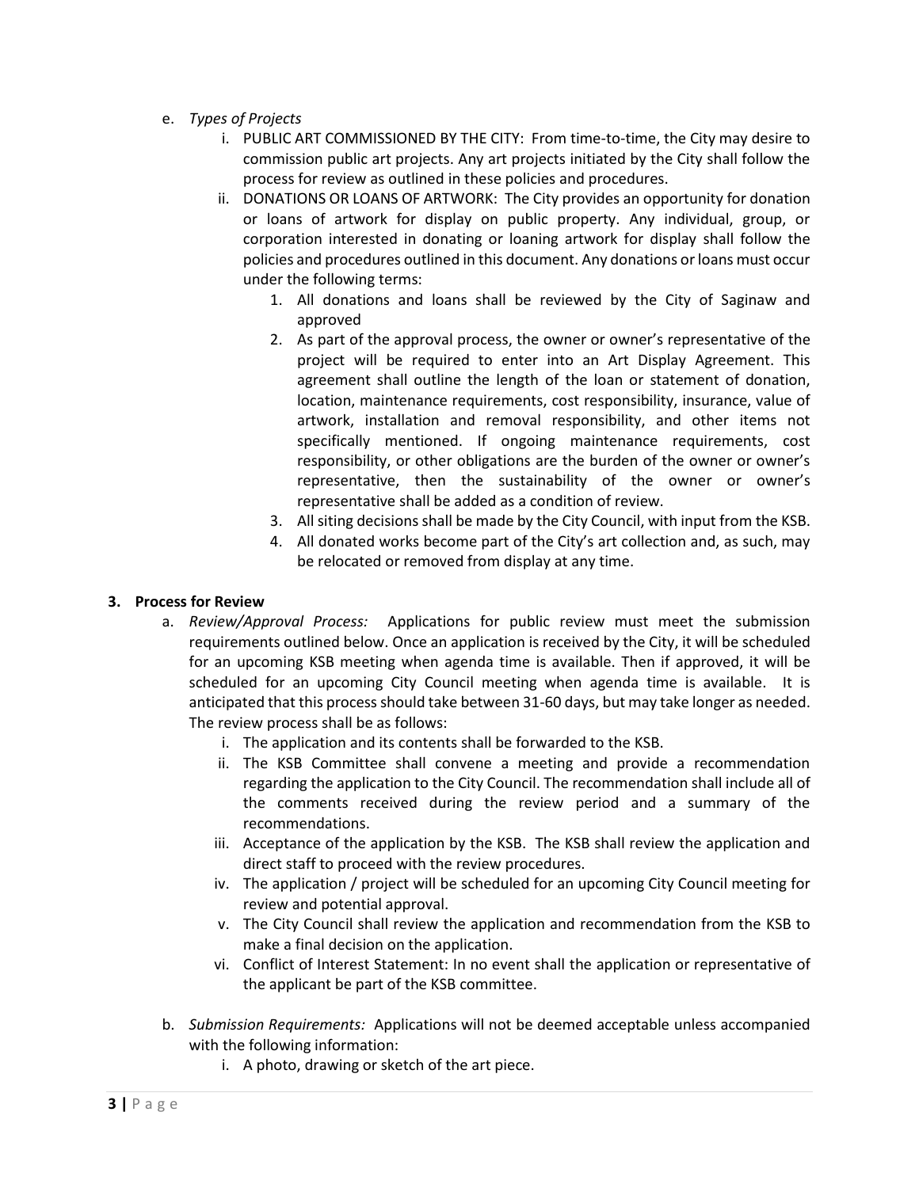e. *Types of Projects*

   i. PUBLIC ART COMMISSIONED BY THE CITY: From time-to-time, the City may desire to commission public art projects. Any art projects initiated by the City shall follow the process for review as outlined in these policies and procedures.

   ii. DONATIONS OR LOANS OF ARTWORK: The City provides an opportunity for donation or loans of artwork for display on public property. Any individual, group, or corporation interested in donating or loaning artwork for display shall follow the policies and procedures outlined in this document. Any donations or loans must occur under the following terms:

      1. All donations and loans shall be reviewed by the City of Saginaw and approved
      2. As part of the approval process, the owner or owner's representative of the project will be required to enter into an Art Display Agreement. This agreement shall outline the length of the loan or statement of donation, location, maintenance requirements, cost responsibility, insurance, value of artwork, installation and removal responsibility, and other items not specifically mentioned. If ongoing maintenance requirements, cost responsibility, or other obligations are the burden of the owner or owner's representative, then the sustainability of the owner or owner's representative shall be added as a condition of review.
      3. All siting decisions shall be made by the City Council, with input from the KSB.
      4. All donated works become part of the City's art collection and, as such, may be relocated or removed from display at any time.

## 3. Process for Review

a. *Review/Approval Process:* Applications for public review must meet the submission requirements outlined below. Once an application is received by the City, it will be scheduled for an upcoming KSB meeting when agenda time is available. Then if approved, it will be scheduled for an upcoming City Council meeting when agenda time is available. It is anticipated that this process should take between 31-60 days, but may take longer as needed. The review process shall be as follows:

   i. The application and its contents shall be forwarded to the KSB.
   ii. The KSB Committee shall convene a meeting and provide a recommendation regarding the application to the City Council. The recommendation shall include all of the comments received during the review period and a summary of the recommendations.
   iii. Acceptance of the application by the KSB. The KSB shall review the application and direct staff to proceed with the review procedures.
   iv. The application / project will be scheduled for an upcoming City Council meeting for review and potential approval.
   v. The City Council shall review the application and recommendation from the KSB to make a final decision on the application.
   vi. Conflict of Interest Statement: In no event shall the application or representative of the applicant be part of the KSB committee.

b. *Submission Requirements:* Applications will not be deemed acceptable unless accompanied with the following information:

   i. A photo, drawing or sketch of the art piece.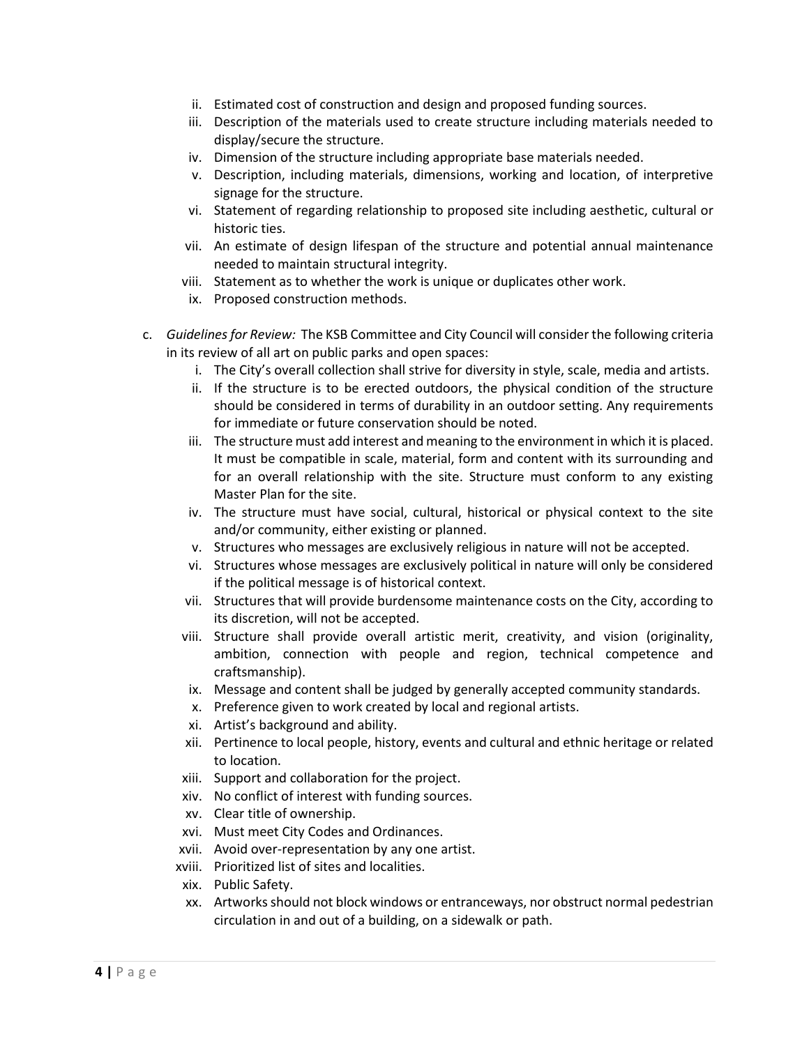ii. Estimated cost of construction and design and proposed funding sources.
   iii. Description of the materials used to create structure including materials needed to display/secure the structure.
   iv. Dimension of the structure including appropriate base materials needed.
   v. Description, including materials, dimensions, working and location, of interpretive signage for the structure.
   vi. Statement of regarding relationship to proposed site including aesthetic, cultural or historic ties.
   vii. An estimate of design lifespan of the structure and potential annual maintenance needed to maintain structural integrity.
   viii. Statement as to whether the work is unique or duplicates other work.
   ix. Proposed construction methods.

c. *Guidelines for Review:* The KSB Committee and City Council will consider the following criteria in its review of all art on public parks and open spaces:
   i. The City's overall collection shall strive for diversity in style, scale, media and artists.
   ii. If the structure is to be erected outdoors, the physical condition of the structure should be considered in terms of durability in an outdoor setting. Any requirements for immediate or future conservation should be noted.
   iii. The structure must add interest and meaning to the environment in which it is placed. It must be compatible in scale, material, form and content with its surrounding and for an overall relationship with the site. Structure must conform to any existing Master Plan for the site.
   iv. The structure must have social, cultural, historical or physical context to the site and/or community, either existing or planned.
   v. Structures who messages are exclusively religious in nature will not be accepted.
   vi. Structures whose messages are exclusively political in nature will only be considered if the political message is of historical context.
   vii. Structures that will provide burdensome maintenance costs on the City, according to its discretion, will not be accepted.
   viii. Structure shall provide overall artistic merit, creativity, and vision (originality, ambition, connection with people and region, technical competence and craftsmanship).
   ix. Message and content shall be judged by generally accepted community standards.
   x. Preference given to work created by local and regional artists.
   xi. Artist's background and ability.
   xii. Pertinence to local people, history, events and cultural and ethnic heritage or related to location.
   xiii. Support and collaboration for the project.
   xiv. No conflict of interest with funding sources.
   xv. Clear title of ownership.
   xvi. Must meet City Codes and Ordinances.
   xvii. Avoid over-representation by any one artist.
   xviii. Prioritized list of sites and localities.
   xix. Public Safety.
   xx. Artworks should not block windows or entranceways, nor obstruct normal pedestrian circulation in and out of a building, on a sidewalk or path.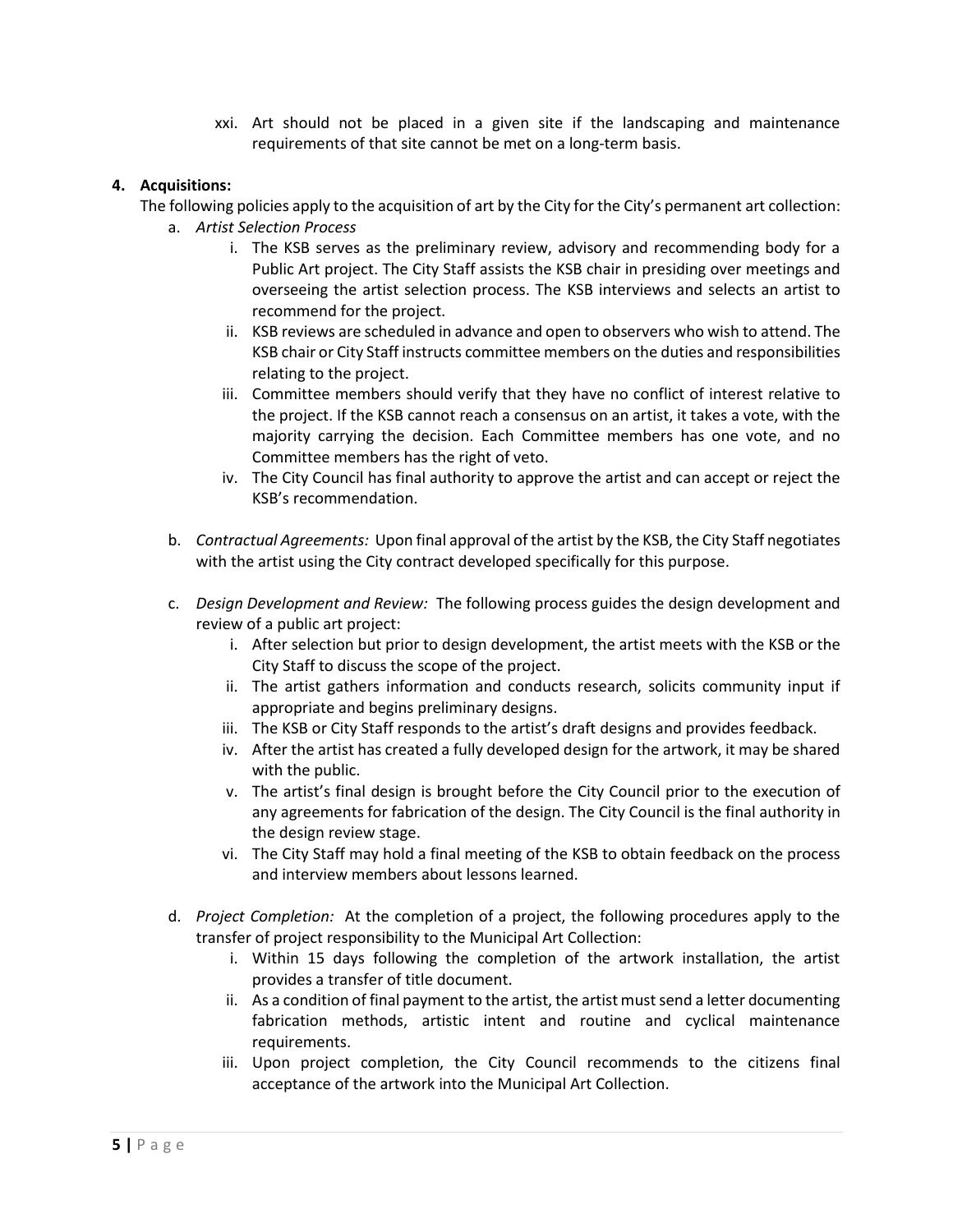xxi. Art should not be placed in a given site if the landscaping and maintenance requirements of that site cannot be met on a long-term basis.

**4. Acquisitions:**

The following policies apply to the acquisition of art by the City for the City's permanent art collection:

a. *Artist Selection Process*

i. The KSB serves as the preliminary review, advisory and recommending body for a Public Art project. The City Staff assists the KSB chair in presiding over meetings and overseeing the artist selection process. The KSB interviews and selects an artist to recommend for the project.

ii. KSB reviews are scheduled in advance and open to observers who wish to attend. The KSB chair or City Staff instructs committee members on the duties and responsibilities relating to the project.

iii. Committee members should verify that they have no conflict of interest relative to the project. If the KSB cannot reach a consensus on an artist, it takes a vote, with the majority carrying the decision. Each Committee members has one vote, and no Committee members has the right of veto.

iv. The City Council has final authority to approve the artist and can accept or reject the KSB's recommendation.

b. *Contractual Agreements:* Upon final approval of the artist by the KSB, the City Staff negotiates with the artist using the City contract developed specifically for this purpose.

c. *Design Development and Review:* The following process guides the design development and review of a public art project:

i. After selection but prior to design development, the artist meets with the KSB or the City Staff to discuss the scope of the project.

ii. The artist gathers information and conducts research, solicits community input if appropriate and begins preliminary designs.

iii. The KSB or City Staff responds to the artist's draft designs and provides feedback.

iv. After the artist has created a fully developed design for the artwork, it may be shared with the public.

v. The artist's final design is brought before the City Council prior to the execution of any agreements for fabrication of the design. The City Council is the final authority in the design review stage.

vi. The City Staff may hold a final meeting of the KSB to obtain feedback on the process and interview members about lessons learned.

d. *Project Completion:* At the completion of a project, the following procedures apply to the transfer of project responsibility to the Municipal Art Collection:

i. Within 15 days following the completion of the artwork installation, the artist provides a transfer of title document.

ii. As a condition of final payment to the artist, the artist must send a letter documenting fabrication methods, artistic intent and routine and cyclical maintenance requirements.

iii. Upon project completion, the City Council recommends to the citizens final acceptance of the artwork into the Municipal Art Collection.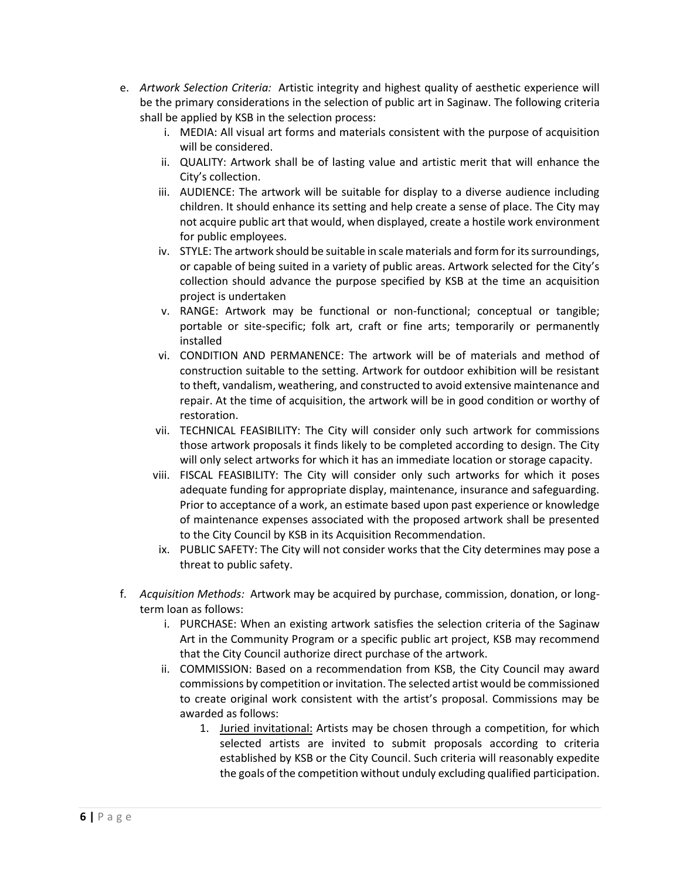e. *Artwork Selection Criteria:* Artistic integrity and highest quality of aesthetic experience will be the primary considerations in the selection of public art in Saginaw. The following criteria shall be applied by KSB in the selection process:

   i. MEDIA: All visual art forms and materials consistent with the purpose of acquisition will be considered.

   ii. QUALITY: Artwork shall be of lasting value and artistic merit that will enhance the City's collection.

   iii. AUDIENCE: The artwork will be suitable for display to a diverse audience including children. It should enhance its setting and help create a sense of place. The City may not acquire public art that would, when displayed, create a hostile work environment for public employees.

   iv. STYLE: The artwork should be suitable in scale materials and form for its surroundings, or capable of being suited in a variety of public areas. Artwork selected for the City's collection should advance the purpose specified by KSB at the time an acquisition project is undertaken

   v. RANGE: Artwork may be functional or non-functional; conceptual or tangible; portable or site-specific; folk art, craft or fine arts; temporarily or permanently installed

   vi. CONDITION AND PERMANENCE: The artwork will be of materials and method of construction suitable to the setting. Artwork for outdoor exhibition will be resistant to theft, vandalism, weathering, and constructed to avoid extensive maintenance and repair. At the time of acquisition, the artwork will be in good condition or worthy of restoration.

   vii. TECHNICAL FEASIBILITY: The City will consider only such artwork for commissions those artwork proposals it finds likely to be completed according to design. The City will only select artworks for which it has an immediate location or storage capacity.

   viii. FISCAL FEASIBILITY: The City will consider only such artworks for which it poses adequate funding for appropriate display, maintenance, insurance and safeguarding. Prior to acceptance of a work, an estimate based upon past experience or knowledge of maintenance expenses associated with the proposed artwork shall be presented to the City Council by KSB in its Acquisition Recommendation.

   ix. PUBLIC SAFETY: The City will not consider works that the City determines may pose a threat to public safety.

f. *Acquisition Methods:* Artwork may be acquired by purchase, commission, donation, or long-term loan as follows:

   i. PURCHASE: When an existing artwork satisfies the selection criteria of the Saginaw Art in the Community Program or a specific public art project, KSB may recommend that the City Council authorize direct purchase of the artwork.

   ii. COMMISSION: Based on a recommendation from KSB, the City Council may award commissions by competition or invitation. The selected artist would be commissioned to create original work consistent with the artist's proposal. Commissions may be awarded as follows:

      1. <u>Juried invitational:</u> Artists may be chosen through a competition, for which selected artists are invited to submit proposals according to criteria established by KSB or the City Council. Such criteria will reasonably expedite the goals of the competition without unduly excluding qualified participation.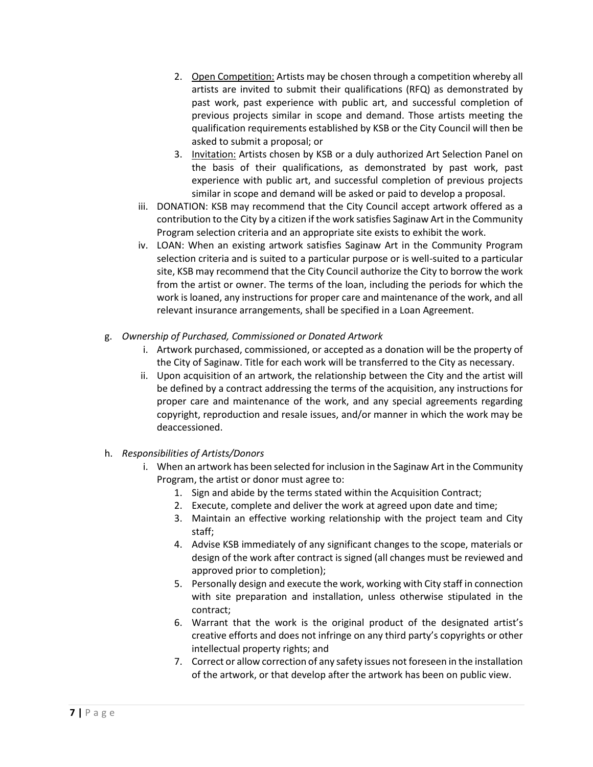2. <u>Open Competition:</u> Artists may be chosen through a competition whereby all artists are invited to submit their qualifications (RFQ) as demonstrated by past work, past experience with public art, and successful completion of previous projects similar in scope and demand. Those artists meeting the qualification requirements established by KSB or the City Council will then be asked to submit a proposal; or
   3. <u>Invitation:</u> Artists chosen by KSB or a duly authorized Art Selection Panel on the basis of their qualifications, as demonstrated by past work, past experience with public art, and successful completion of previous projects similar in scope and demand will be asked or paid to develop a proposal.

iii. DONATION: KSB may recommend that the City Council accept artwork offered as a contribution to the City by a citizen if the work satisfies Saginaw Art in the Community Program selection criteria and an appropriate site exists to exhibit the work.

iv. LOAN: When an existing artwork satisfies Saginaw Art in the Community Program selection criteria and is suited to a particular purpose or is well-suited to a particular site, KSB may recommend that the City Council authorize the City to borrow the work from the artist or owner. The terms of the loan, including the periods for which the work is loaned, any instructions for proper care and maintenance of the work, and all relevant insurance arrangements, shall be specified in a Loan Agreement.

g. *Ownership of Purchased, Commissioned or Donated Artwork*

   i. Artwork purchased, commissioned, or accepted as a donation will be the property of the City of Saginaw. Title for each work will be transferred to the City as necessary.

   ii. Upon acquisition of an artwork, the relationship between the City and the artist will be defined by a contract addressing the terms of the acquisition, any instructions for proper care and maintenance of the work, and any special agreements regarding copyright, reproduction and resale issues, and/or manner in which the work may be deaccessioned.

h. *Responsibilities of Artists/Donors*

   i. When an artwork has been selected for inclusion in the Saginaw Art in the Community Program, the artist or donor must agree to:
      1. Sign and abide by the terms stated within the Acquisition Contract;
      2. Execute, complete and deliver the work at agreed upon date and time;
      3. Maintain an effective working relationship with the project team and City staff;
      4. Advise KSB immediately of any significant changes to the scope, materials or design of the work after contract is signed (all changes must be reviewed and approved prior to completion);
      5. Personally design and execute the work, working with City staff in connection with site preparation and installation, unless otherwise stipulated in the contract;
      6. Warrant that the work is the original product of the designated artist's creative efforts and does not infringe on any third party's copyrights or other intellectual property rights; and
      7. Correct or allow correction of any safety issues not foreseen in the installation of the artwork, or that develop after the artwork has been on public view.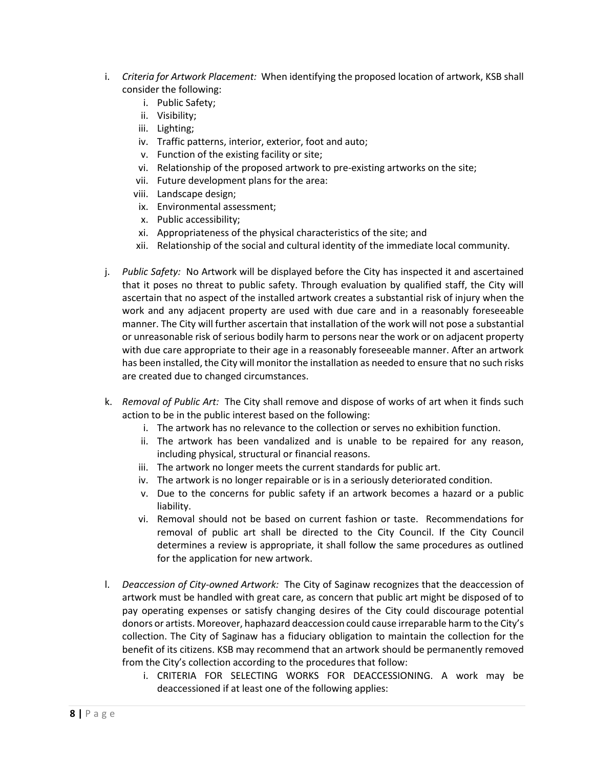i. *Criteria for Artwork Placement:* When identifying the proposed location of artwork, KSB shall consider the following:
   i. Public Safety;
   ii. Visibility;
   iii. Lighting;
   iv. Traffic patterns, interior, exterior, foot and auto;
   v. Function of the existing facility or site;
   vi. Relationship of the proposed artwork to pre-existing artworks on the site;
   vii. Future development plans for the area:
   viii. Landscape design;
   ix. Environmental assessment;
   x. Public accessibility;
   xi. Appropriateness of the physical characteristics of the site; and
   xii. Relationship of the social and cultural identity of the immediate local community.

j. *Public Safety:* No Artwork will be displayed before the City has inspected it and ascertained that it poses no threat to public safety. Through evaluation by qualified staff, the City will ascertain that no aspect of the installed artwork creates a substantial risk of injury when the work and any adjacent property are used with due care and in a reasonably foreseeable manner. The City will further ascertain that installation of the work will not pose a substantial or unreasonable risk of serious bodily harm to persons near the work or on adjacent property with due care appropriate to their age in a reasonably foreseeable manner. After an artwork has been installed, the City will monitor the installation as needed to ensure that no such risks are created due to changed circumstances.

k. *Removal of Public Art:* The City shall remove and dispose of works of art when it finds such action to be in the public interest based on the following:
   i. The artwork has no relevance to the collection or serves no exhibition function.
   ii. The artwork has been vandalized and is unable to be repaired for any reason, including physical, structural or financial reasons.
   iii. The artwork no longer meets the current standards for public art.
   iv. The artwork is no longer repairable or is in a seriously deteriorated condition.
   v. Due to the concerns for public safety if an artwork becomes a hazard or a public liability.
   vi. Removal should not be based on current fashion or taste. Recommendations for removal of public art shall be directed to the City Council. If the City Council determines a review is appropriate, it shall follow the same procedures as outlined for the application for new artwork.

l. *Deaccession of City-owned Artwork:* The City of Saginaw recognizes that the deaccession of artwork must be handled with great care, as concern that public art might be disposed of to pay operating expenses or satisfy changing desires of the City could discourage potential donors or artists. Moreover, haphazard deaccession could cause irreparable harm to the City's collection. The City of Saginaw has a fiduciary obligation to maintain the collection for the benefit of its citizens. KSB may recommend that an artwork should be permanently removed from the City's collection according to the procedures that follow:
   i. CRITERIA FOR SELECTING WORKS FOR DEACCESSIONING. A work may be deaccessioned if at least one of the following applies: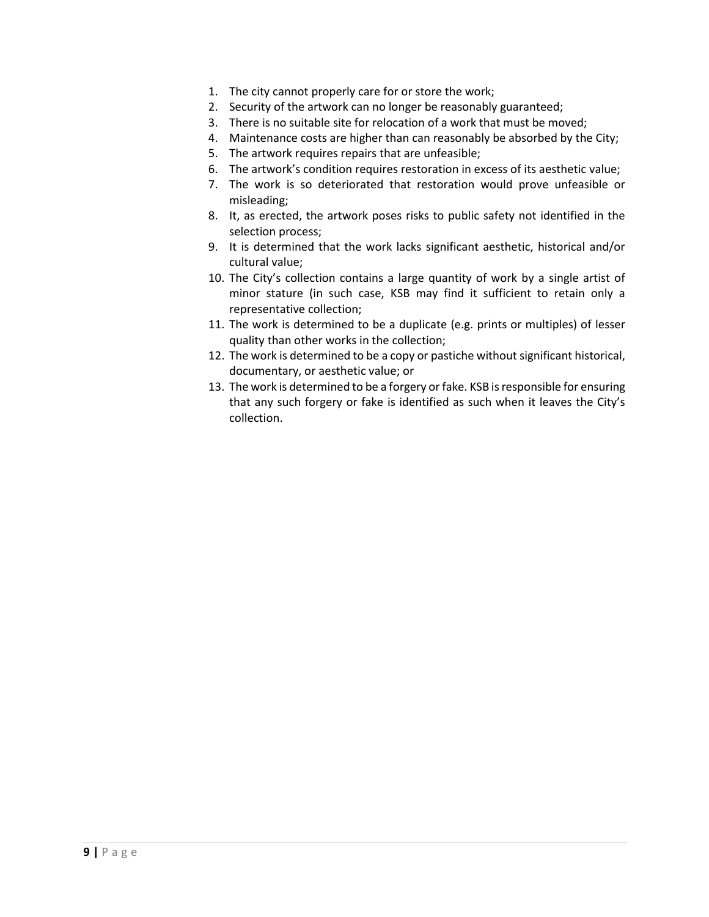1. The city cannot properly care for or store the work;
2. Security of the artwork can no longer be reasonably guaranteed;
3. There is no suitable site for relocation of a work that must be moved;
4. Maintenance costs are higher than can reasonably be absorbed by the City;
5. The artwork requires repairs that are unfeasible;
6. The artwork's condition requires restoration in excess of its aesthetic value;
7. The work is so deteriorated that restoration would prove unfeasible or misleading;
8. It, as erected, the artwork poses risks to public safety not identified in the selection process;
9. It is determined that the work lacks significant aesthetic, historical and/or cultural value;
10. The City's collection contains a large quantity of work by a single artist of minor stature (in such case, KSB may find it sufficient to retain only a representative collection;
11. The work is determined to be a duplicate (e.g. prints or multiples) of lesser quality than other works in the collection;
12. The work is determined to be a copy or pastiche without significant historical, documentary, or aesthetic value; or
13. The work is determined to be a forgery or fake. KSB is responsible for ensuring that any such forgery or fake is identified as such when it leaves the City's collection.